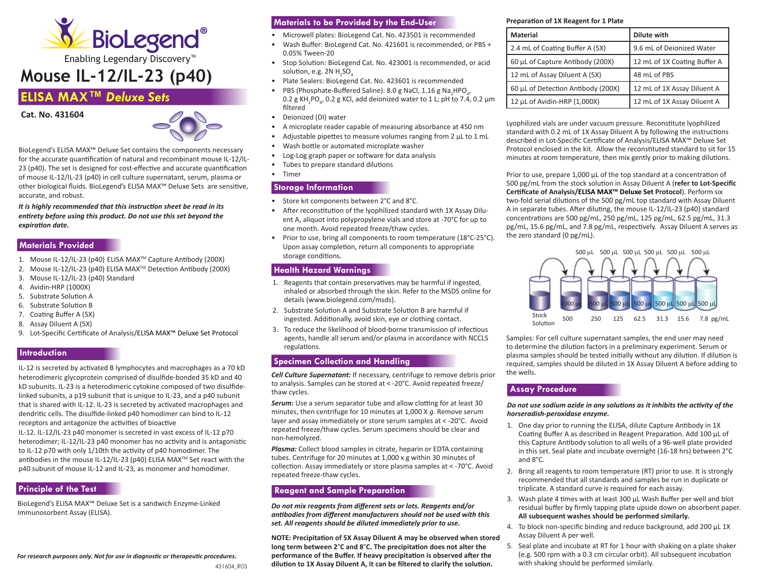# Mouse IL-12/IL-23 (p40)

## ELISA MAX™ *Deluxe Sets*

**Cat. No. 431604**

BioLegend's ELISA MAX™ Deluxe Set contains the components necessary for the accurate quantification of natural and recombinant mouse IL-12/IL-23 (p40). The set is designed for cost-effective and accurate quantification of mouse IL-12/IL-23 (p40) in cell culture supernatant, serum, plasma or other biological fluids. BioLegend's ELISA MAX™ Deluxe Sets are sensitive, accurate, and robust.

***It is highly recommended that this instruction sheet be read in its entirety before using this product. Do not use this set beyond the expiration date.***

## Materials Provided

1. Mouse IL-12/IL-23 (p40) ELISA MAX™ Capture Antibody (200X)
2. Mouse IL-12/IL-23 (p40) ELISA MAX™ Detection Antibody (200X)
3. Mouse IL-12/IL-23 (p40) Standard
4. Avidin-HRP (1000X)
5. Substrate Solution A
6. Substrate Solution B
7. Coating Buffer A (5X)
8. Assay Diluent A (5X)
9. Lot-Specific Certificate of Analysis/ELISA MAX™ Deluxe Set Protocol

## Introduction

IL-12 is secreted by activated B lymphocytes and macrophages as a 70 kD heterodimeric glycoprotein comprised of disulfide-bonded 35 kD and 40 kD subunits. IL-23 is a heterodimeric cytokine composed of two disulfide-linked subunits, a p19 subunit that is unique to IL-23, and a p40 subunit that is shared with IL-12. IL-23 is secreted by activated macrophages and dendritic cells. The disulfide-linked p40 homodimer can bind to IL-12 receptors and antagonize the activities of bioactive IL-12. IL-12/IL-23 p40 monomer is secreted in vast excess of IL-12 p70 heterodimer; IL-12/IL-23 p40 monomer has no activity and is antagonistic to IL-12 p70 with only 1/10th the activity of p40 homodimer. The antibodies in the mouse IL-12/IL-23 (p40) ELISA MAX™ Set react with the p40 subunit of mouse IL-12 and IL-23, as monomer and homodimer.

## Principle of the Test

BioLegend's ELISA MAX™ Deluxe Set is a sandwich Enzyme-Linked Immunosorbent Assay (ELISA).

*For research purposes only. Not for use in diagnostic or therapeutic procedures.*

431604_R03

## Materials to be Provided by the End-User

- Microwell plates: BioLegend Cat. No. 423501 is recommended
- Wash Buffer: BioLegend Cat. No. 421601 is recommended, or PBS + 0.05% Tween-20
- Stop Solution: BioLegend Cat. No. 423001 is recommended, or acid solution, e.g. 2N $H_2SO_4$
- Plate Sealers: BioLegend Cat. No. 423601 is recommended
- PBS (Phosphate-Buffered Saline): 8.0 g NaCl, 1.16 g $Na_2HPO_4$, 0.2 g $KH_2PO_4$, 0.2 g KCl, add deionized water to 1 L; pH to 7.4, 0.2 µm filtered
- Deionized (DI) water
- A microplate reader capable of measuring absorbance at 450 nm
- Adjustable pipettes to measure volumes ranging from 2 µL to 1 mL
- Wash bottle or automated microplate washer
- Log-Log graph paper or software for data analysis
- Tubes to prepare standard dilutions
- Timer

## Storage Information

- Store kit components between 2°C and 8°C.
- After reconstitution of the lyophilized standard with 1X Assay Diluent A, aliquot into polypropylene vials and store at -70°C for up to one month. Avoid repeated freeze/thaw cycles.
- Prior to use, bring all components to room temperature (18°C-25°C). Upon assay completion, return all components to appropriate storage conditions.

## Health Hazard Warnings

1. Reagents that contain preservatives may be harmful if ingested, inhaled or absorbed through the skin. Refer to the MSDS online for details (www.biolegend.com/msds).
2. Substrate Solution A and Substrate Solution B are harmful if ingested. Additionally, avoid skin, eye or clothing contact.
3. To reduce the likelihood of blood-borne transmission of infectious agents, handle all serum and/or plasma in accordance with NCCLS regulations.

## Specimen Collection and Handling

***Cell Culture Supernatant:*** If necessary, centrifuge to remove debris prior to analysis. Samples can be stored at < -20°C. Avoid repeated freeze/thaw cycles.

***Serum:*** Use a serum separator tube and allow clotting for at least 30 minutes, then centrifuge for 10 minutes at 1,000 X *g*. Remove serum layer and assay immediately or store serum samples at < -20°C. Avoid repeated freeze/thaw cycles. Serum specimens should be clear and non-hemolyzed.

***Plasma:*** Collect blood samples in citrate, heparin or EDTA containing tubes. Centrifuge for 20 minutes at 1,000 x g within 30 minutes of collection. Assay immediately or store plasma samples at < -70°C. Avoid repeated freeze-thaw cycles.

## Reagent and Sample Preparation

***Do not mix reagents from different sets or lots. Reagents and/or antibodies from different manufacturers should not be used with this set. All reagents should be diluted immediately prior to use.***

**NOTE: Precipitation of 5X Assay Diluent A may be observed when stored long term between 2°C and 8°C. The precipitation does not alter the performance of the Buffer. If heavy precipitation is observed after the dilution to 1X Assay Diluent A, it can be filtered to clarify the solution.**

**Preparation of 1X Reagent for 1 Plate**

| Material | Dilute with |
|---|---|
| 2.4 mL of Coating Buffer A (5X) | 9.6 mL of Deionized Water |
| 60 µL of Capture Antibody (200X) | 12 mL of 1X Coating Buffer A |
| 12 mL of Assay Diluent A (5X) | 48 mL of PBS |
| 60 µL of Detection Antibody (200X) | 12 mL of 1X Assay Diluent A |
| 12 µL of Avidin-HRP (1,000X) | 12 mL of 1X Assay Diluent A |

Lyophilized vials are under vacuum pressure. Reconstitute lyophilized standard with 0.2 mL of 1X Assay Diluent A by following the instructions described in Lot-Specific Certificate of Analysis/ELISA MAX™ Deluxe Set Protocol enclosed in the kit. Allow the reconstituted standard to sit for 15 minutes at room temperature, then mix gently prior to making dilutions.

Prior to use, prepare 1,000 µL of the top standard at a concentration of 500 pg/mL from the stock solution in Assay Diluent A (**refer to Lot-Specific Certificate of Analysis/ELISA MAX™ Deluxe Set Protocol**). Perform six two-fold serial dilutions of the 500 pg/mL top standard with Assay Diluent A in separate tubes. After diluting, the mouse IL-12/IL-23 (p40) standard concentrations are 500 pg/mL, 250 pg/mL, 125 pg/mL, 62.5 pg/mL, 31.3 pg/mL, 15.6 pg/mL, and 7.8 pg/mL, respectively. Assay Diluent A serves as the zero standard (0 pg/mL).

500 µL 500 µL 500 µL 500 µL 500 µL 500 µL

| Stock Solution | 1000 µL | 500 µL | 500 µL | 500 µL | 500 µL | 500 µL | 500 µL |
|---|---|---|---|---|---|---|---|
| | 500 | 250 | 125 | 62.5 | 31.3 | 15.6 | 7.8 pg/mL |

Samples: For cell culture supernatant samples, the end user may need to determine the dilution factors in a preliminary experiment. Serum or plasma samples should be tested initially without any dilution. If dilution is required, samples should be diluted in 1X Assay Diluent A before adding to the wells.

## Assay Procedure

***Do not use sodium azide in any solutions as it inhibits the activity of the horseradish-peroxidase enzyme.***

1. One day prior to running the ELISA, dilute Capture Antibody in 1X Coating Buffer A as described in Reagent Preparation. Add 100 µL of this Capture Antibody solution to all wells of a 96-well plate provided in this set. Seal plate and incubate overnight (16-18 hrs) between 2°C and 8°C.
2. Bring all reagents to room temperature (RT) prior to use. It is strongly recommended that all standards and samples be run in duplicate or triplicate. A standard curve is required for each assay.
3. Wash plate 4 times with at least 300 µL Wash Buffer per well and blot residual buffer by firmly tapping plate upside down on absorbent paper. **All subsequent washes should be performed similarly.**
4. To block non-specific binding and reduce background, add 200 µL 1X Assay Diluent A per well.
5. Seal plate and incubate at RT for 1 hour with shaking on a plate shaker (e.g. 500 rpm with a 0.3 cm circular orbit). All subsequent incubation with shaking should be performed similarly.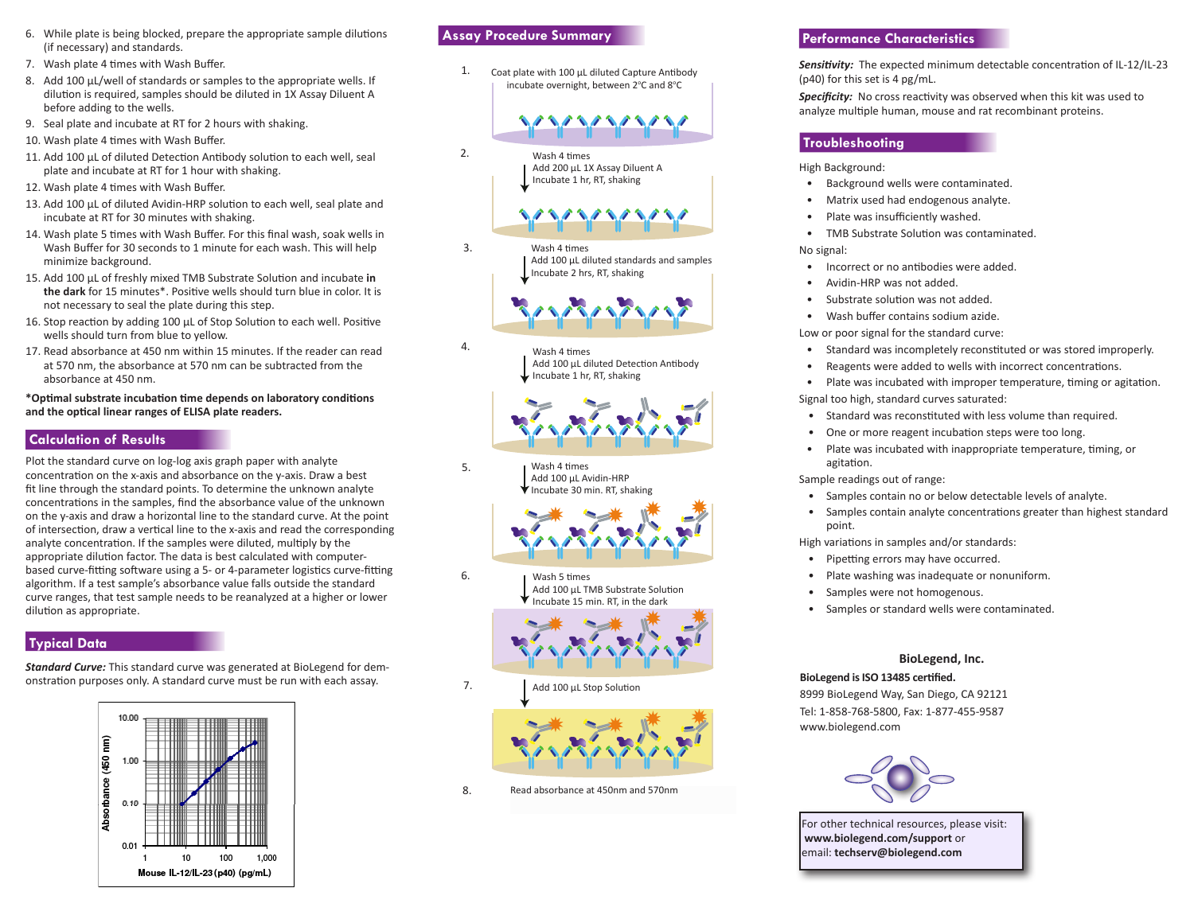6. While plate is being blocked, prepare the appropriate sample dilutions (if necessary) and standards.
7. Wash plate 4 times with Wash Buffer.
8. Add 100 µL/well of standards or samples to the appropriate wells. If dilution is required, samples should be diluted in 1X Assay Diluent A before adding to the wells.
9. Seal plate and incubate at RT for 2 hours with shaking.
10. Wash plate 4 times with Wash Buffer.
11. Add 100 µL of diluted Detection Antibody solution to each well, seal plate and incubate at RT for 1 hour with shaking.
12. Wash plate 4 times with Wash Buffer.
13. Add 100 µL of diluted Avidin-HRP solution to each well, seal plate and incubate at RT for 30 minutes with shaking.
14. Wash plate 5 times with Wash Buffer. For this final wash, soak wells in Wash Buffer for 30 seconds to 1 minute for each wash. This will help minimize background.
15. Add 100 µL of freshly mixed TMB Substrate Solution and incubate **in the dark** for 15 minutes*. Positive wells should turn blue in color. It is not necessary to seal the plate during this step.
16. Stop reaction by adding 100 µL of Stop Solution to each well. Positive wells should turn from blue to yellow.
17. Read absorbance at 450 nm within 15 minutes. If the reader can read at 570 nm, the absorbance at 570 nm can be subtracted from the absorbance at 450 nm.

**\*Optimal substrate incubation time depends on laboratory conditions and the optical linear ranges of ELISA plate readers.**

## Calculation of Results

Plot the standard curve on log-log axis graph paper with analyte concentration on the x-axis and absorbance on the y-axis. Draw a best fit line through the standard points. To determine the unknown analyte concentrations in the samples, find the absorbance value of the unknown on the y-axis and draw a horizontal line to the standard curve. At the point of intersection, draw a vertical line to the x-axis and read the corresponding analyte concentration. If the samples were diluted, multiply by the appropriate dilution factor. The data is best calculated with computer-based curve-fitting software using a 5- or 4-parameter logistics curve-fitting algorithm. If a test sample's absorbance value falls outside the standard curve ranges, that test sample needs to be reanalyzed at a higher or lower dilution as appropriate.

## Typical Data

***Standard Curve:*** This standard curve was generated at BioLegend for demonstration purposes only. A standard curve must be run with each assay.

Absorbance (450 nm)
10.00
1.00
0.10
0.01
1
10
100
1,000
Mouse IL-12/IL-23 (p40) (pg/mL)

## Assay Procedure Summary

1. Coat plate with 100 µL diluted Capture Antibody incubate overnight, between 2°C and 8°C
2. Wash 4 times
   Add 200 µL 1X Assay Diluent A
   Incubate 1 hr, RT, shaking
3. Wash 4 times
   Add 100 µL diluted standards and samples
   Incubate 2 hrs, RT, shaking
4. Wash 4 times
   Add 100 µL diluted Detection Antibody
   Incubate 1 hr, RT, shaking
5. Wash 4 times
   Add 100 µL Avidin-HRP
   Incubate 30 min. RT, shaking
6. Wash 5 times
   Add 100 µL TMB Substrate Solution
   Incubate 15 min. RT, in the dark
7. Add 100 µL Stop Solution
8. Read absorbance at 450nm and 570nm

## Performance Characteristics

***Sensitivity:*** The expected minimum detectable concentration of IL-12/IL-23 (p40) for this set is 4 pg/mL.

***Specificity:*** No cross reactivity was observed when this kit was used to analyze multiple human, mouse and rat recombinant proteins.

## Troubleshooting

High Background:
- Background wells were contaminated.
- Matrix used had endogenous analyte.
- Plate was insufficiently washed.
- TMB Substrate Solution was contaminated.

No signal:
- Incorrect or no antibodies were added.
- Avidin-HRP was not added.
- Substrate solution was not added.
- Wash buffer contains sodium azide.

Low or poor signal for the standard curve:
- Standard was incompletely reconstituted or was stored improperly.
- Reagents were added to wells with incorrect concentrations.
- Plate was incubated with improper temperature, timing or agitation.

Signal too high, standard curves saturated:
- Standard was reconstituted with less volume than required.
- One or more reagent incubation steps were too long.
- Plate was incubated with inappropriate temperature, timing, or agitation.

Sample readings out of range:
- Samples contain no or below detectable levels of analyte.
- Samples contain analyte concentrations greater than highest standard point.

High variations in samples and/or standards:
- Pipetting errors may have occurred.
- Plate washing was inadequate or nonuniform.
- Samples were not homogenous.
- Samples or standard wells were contaminated.

**BioLegend, Inc.**

**BioLegend is ISO 13485 certified.**

8999 BioLegend Way, San Diego, CA 92121
Tel: 1-858-768-5800, Fax: 1-877-455-9587
www.biolegend.com

For other technical resources, please visit:
**www.biolegend.com/support** or
email: **techserv@biolegend.com**